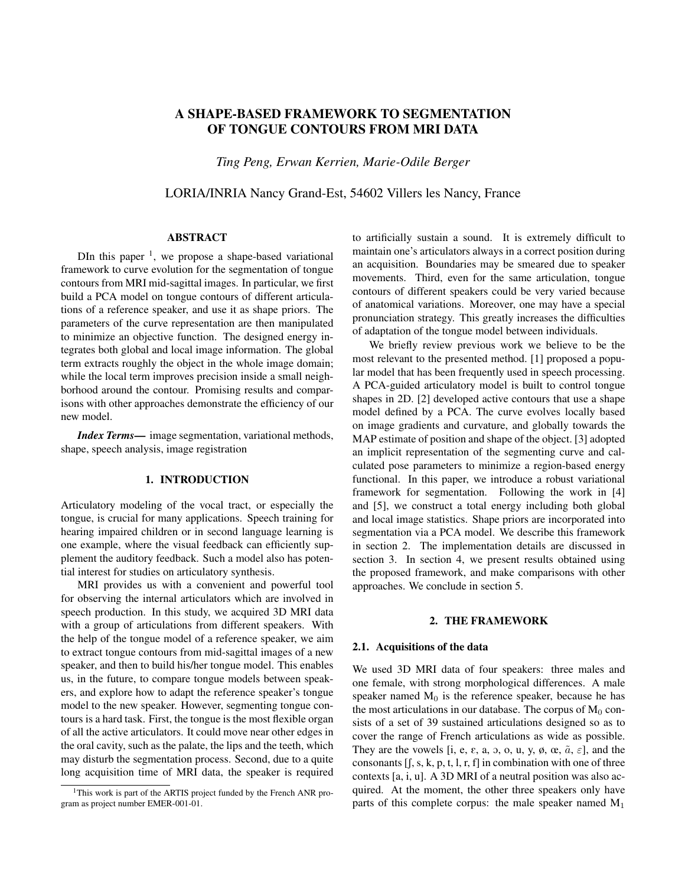# A SHAPE-BASED FRAMEWORK TO SEGMENTATION OF TONGUE CONTOURS FROM MRI DATA

*Ting Peng, Erwan Kerrien, Marie-Odile Berger*

LORIA/INRIA Nancy Grand-Est, 54602 Villers les Nancy, France

## ABSTRACT

DIn this paper [1], we propose a shape-based variational framework to curve evolution for the segmentation of tongue contours from MRI mid-sagittal images. In particular, we first build a PCA model on tongue contours of different articulations of a reference speaker, and use it as shape priors. The parameters of the curve representation are then manipulated to minimize an objective function. The designed energy integrates both global and local image information. The global term extracts roughly the object in the whole image domain; while the local term improves precision inside a small neighborhood around the contour. Promising results and comparisons with other approaches demonstrate the efficiency of our new model.

***Index Terms*—** image segmentation, variational methods, shape, speech analysis, image registration

## 1. INTRODUCTION

Articulatory modeling of the vocal tract, or especially the tongue, is crucial for many applications. Speech training for hearing impaired children or in second language learning is one example, where the visual feedback can efficiently supplement the auditory feedback. Such a model also has potential interest for studies on articulatory synthesis.

MRI provides us with a convenient and powerful tool for observing the internal articulators which are involved in speech production. In this study, we acquired 3D MRI data with a group of articulations from different speakers. With the help of the tongue model of a reference speaker, we aim to extract tongue contours from mid-sagittal images of a new speaker, and then to build his/her tongue model. This enables us, in the future, to compare tongue models between speakers, and explore how to adapt the reference speaker's tongue model to the new speaker. However, segmenting tongue contours is a hard task. First, the tongue is the most flexible organ of all the active articulators. It could move near other edges in the oral cavity, such as the palate, the lips and the teeth, which may disturb the segmentation process. Second, due to a quite long acquisition time of MRI data, the speaker is required to artificially sustain a sound. It is extremely difficult to maintain one's articulators always in a correct position during an acquisition. Boundaries may be smeared due to speaker movements. Third, even for the same articulation, tongue contours of different speakers could be very varied because of anatomical variations. Moreover, one may have a special pronunciation strategy. This greatly increases the difficulties of adaptation of the tongue model between individuals.

We briefly review previous work we believe to be the most relevant to the presented method. [1] proposed a popular model that has been frequently used in speech processing. A PCA-guided articulatory model is built to control tongue shapes in 2D. [2] developed active contours that use a shape model defined by a PCA. The curve evolves locally based on image gradients and curvature, and globally towards the MAP estimate of position and shape of the object. [3] adopted an implicit representation of the segmenting curve and calculated pose parameters to minimize a region-based energy functional. In this paper, we introduce a robust variational framework for segmentation. Following the work in [4] and [5], we construct a total energy including both global and local image statistics. Shape priors are incorporated into segmentation via a PCA model. We describe this framework in section 2. The implementation details are discussed in section 3. In section 4, we present results obtained using the proposed framework, and make comparisons with other approaches. We conclude in section 5.

## 2. THE FRAMEWORK

### 2.1. Acquisitions of the data

We used 3D MRI data of four speakers: three males and one female, with strong morphological differences. A male speaker named $M_0$ is the reference speaker, because he has the most articulations in our database. The corpus of $M_0$ consists of a set of 39 sustained articulations designed so as to cover the range of French articulations as wide as possible. They are the vowels [i, e, ɛ, a, ɔ, o, u, y, ø, œ, ɑ̃, ɛ̃], and the consonants [ʃ, s, k, p, t, l, r, f] in combination with one of three contexts [a, i, u]. A 3D MRI of a neutral position was also acquired. At the moment, the other three speakers only have parts of this complete corpus: the male speaker named $M_1$

[1]This work is part of the ARTIS project funded by the French ANR program as project number EMER-001-01.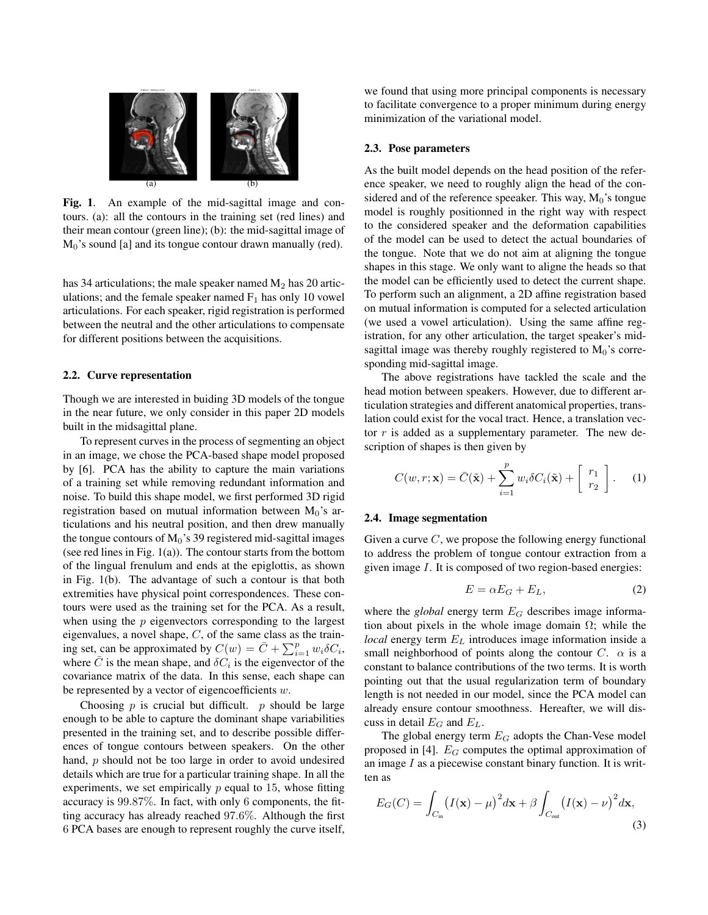Fig. 1. An example of the mid-sagittal image and contours. (a): all the contours in the training set (red lines) and their mean contour (green line); (b): the mid-sagittal image of $M_0$'s sound [a] and its tongue contour drawn manually (red).

has 34 articulations; the male speaker named $M_2$ has 20 articulations; and the female speaker named $F_1$ has only 10 vowel articulations. For each speaker, rigid registration is performed between the neutral and the other articulations to compensate for different positions between the acquisitions.

### 2.2. Curve representation

Though we are interested in buiding 3D models of the tongue in the near future, we only consider in this paper 2D models built in the midsagittal plane.

To represent curves in the process of segmenting an object in an image, we chose the PCA-based shape model proposed by [6]. PCA has the ability to capture the main variations of a training set while removing redundant information and noise. To build this shape model, we first performed 3D rigid registration based on mutual information between $M_0$'s articulations and his neutral position, and then drew manually the tongue contours of $M_0$'s 39 registered mid-sagittal images (see red lines in Fig. 1(a)). The contour starts from the bottom of the lingual frenulum and ends at the epiglottis, as shown in Fig. 1(b). The advantage of such a contour is that both extremities have physical point correspondences. These contours were used as the training set for the PCA. As a result, when using the $p$ eigenvectors corresponding to the largest eigenvalues, a novel shape, $C$, of the same class as the training set, can be approximated by $C(w) = \bar{C} + \sum_{i=1}^{p} w_i \delta C_i$, where $\bar{C}$ is the mean shape, and $\delta C_i$ is the eigenvector of the covariance matrix of the data. In this sense, each shape can be represented by a vector of eigencoefficients $w$.

Choosing $p$ is crucial but difficult. $p$ should be large enough to be able to capture the dominant shape variabilities presented in the training set, and to describe possible differences of tongue contours between speakers. On the other hand, $p$ should not be too large in order to avoid undesired details which are true for a particular training shape. In all the experiments, we set empirically $p$ equal to 15, whose fitting accuracy is $99.87\%$. In fact, with only 6 components, the fitting accuracy has already reached $97.6\%$. Although the first 6 PCA bases are enough to represent roughly the curve itself, we found that using more principal components is necessary to facilitate convergence to a proper minimum during energy minimization of the variational model.

### 2.3. Pose parameters

As the built model depends on the head position of the reference speaker, we need to roughly align the head of the considered and of the reference speeaker. This way, $M_0$'s tongue model is roughly positionned in the right way with respect to the considered speaker and the deformation capabilities of the model can be used to detect the actual boundaries of the tongue. Note that we do not aim at aligning the tongue shapes in this stage. We only want to aligne the heads so that the model can be efficiently used to detect the current shape. To perform such an alignment, a 2D affine registration based on mutual information is computed for a selected articulation (we used a vowel articulation). Using the same affine registration, for any other articulation, the target speaker's mid-sagittal image was thereby roughly registered to $M_0$'s corresponding mid-sagittal image.

The above registrations have tackled the scale and the head motion between speakers. However, due to different articulation strategies and different anatomical properties, translation could exist for the vocal tract. Hence, a translation vector $r$ is added as a supplementary parameter. The new description of shapes is then given by

$$C(w, r; \mathbf{x}) = \bar{C}(\tilde{\mathbf{x}}) + \sum_{i=1}^{p} w_i \delta C_i(\tilde{\mathbf{x}}) + \begin{bmatrix} r_1 \\ r_2 \end{bmatrix}. \quad (1)$$

### 2.4. Image segmentation

Given a curve $C$, we propose the following energy functional to address the problem of tongue contour extraction from a given image $I$. It is composed of two region-based energies:

$$E = \alpha E_G + E_L, \quad (2)$$

where the *global* energy term $E_G$ describes image information about pixels in the whole image domain $\Omega$; while the *local* energy term $E_L$ introduces image information inside a small neighborhood of points along the contour $C$. $\alpha$ is a constant to balance contributions of the two terms. It is worth pointing out that the usual regularization term of boundary length is not needed in our model, since the PCA model can already ensure contour smoothness. Hereafter, we will discuss in detail $E_G$ and $E_L$.

The global energy term $E_G$ adopts the Chan-Vese model proposed in [4]. $E_G$ computes the optimal approximation of an image $I$ as a piecewise constant binary function. It is written as

$$E_G(C) = \int_{C_{\text{in}}} \big(I(\mathbf{x}) - \mu\big)^2 d\mathbf{x} + \beta \int_{C_{\text{out}}} \big(I(\mathbf{x}) - \nu\big)^2 d\mathbf{x}, \quad (3)$$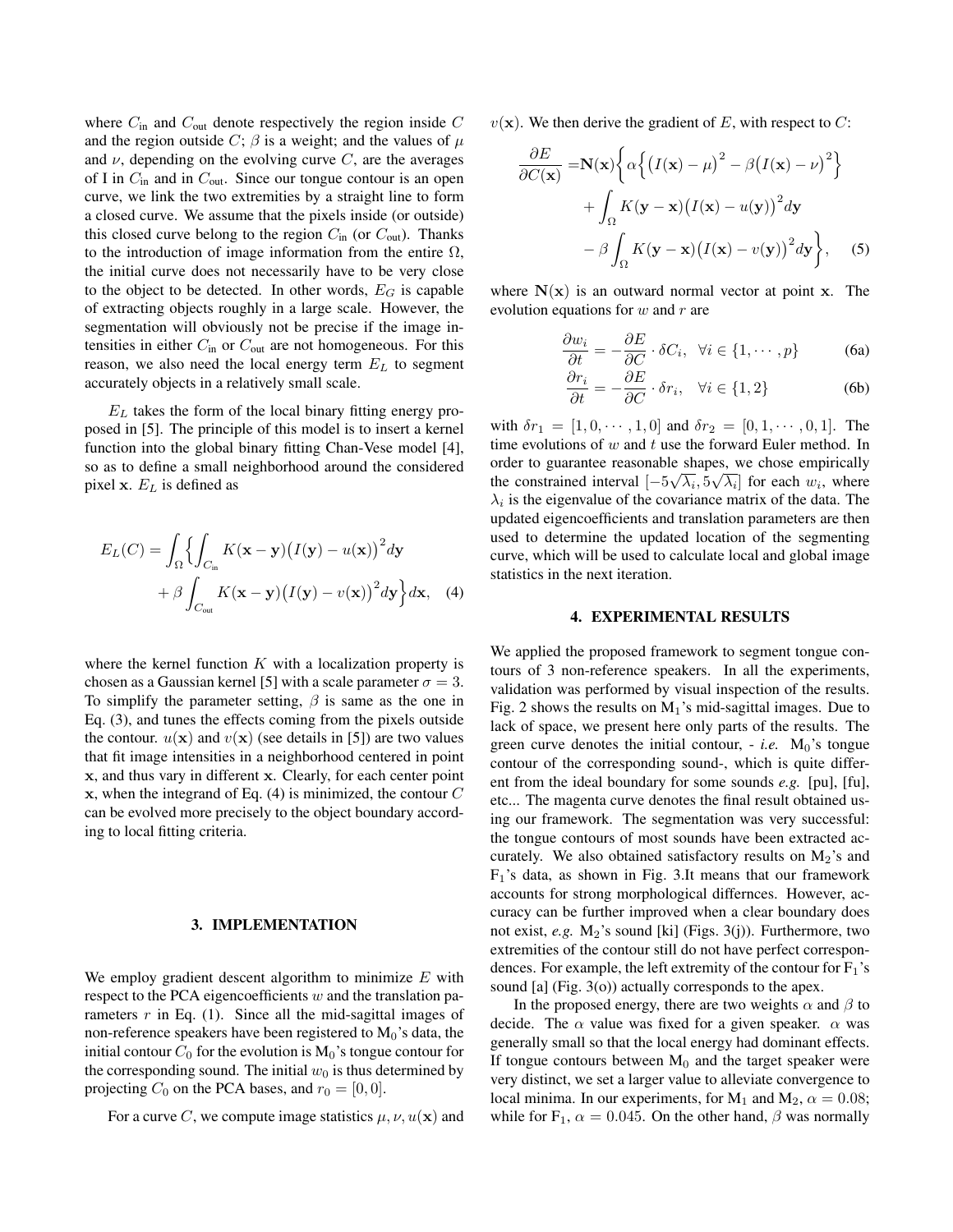where $C_{\text{in}}$ and $C_{\text{out}}$ denote respectively the region inside $C$ and the region outside $C$; $\beta$ is a weight; and the values of $\mu$ and $\nu$, depending on the evolving curve $C$, are the averages of I in $C_{\text{in}}$ and in $C_{\text{out}}$. Since our tongue contour is an open curve, we link the two extremities by a straight line to form a closed curve. We assume that the pixels inside (or outside) this closed curve belong to the region $C_{\text{in}}$ (or $C_{\text{out}}$). Thanks to the introduction of image information from the entire $\Omega$, the initial curve does not necessarily have to be very close to the object to be detected. In other words, $E_G$ is capable of extracting objects roughly in a large scale. However, the segmentation will obviously not be precise if the image intensities in either $C_{\text{in}}$ or $C_{\text{out}}$ are not homogeneous. For this reason, we also need the local energy term $E_L$ to segment accurately objects in a relatively small scale.

$E_L$ takes the form of the local binary fitting energy proposed in [5]. The principle of this model is to insert a kernel function into the global binary fitting Chan-Vese model [4], so as to define a small neighborhood around the considered pixel $\mathbf{x}$. $E_L$ is defined as

$$
\begin{aligned}
E_L(C) = \int_{\Omega} \Big\{ \int_{C_{\text{in}}} & K(\mathbf{x}-\mathbf{y})\big(I(\mathbf{y}) - u(\mathbf{x})\big)^2 d\mathbf{y} \\
&+ \beta \int_{C_{\text{out}}} K(\mathbf{x}-\mathbf{y})\big(I(\mathbf{y}) - v(\mathbf{x})\big)^2 d\mathbf{y} \Big\} d\mathbf{x}, \quad (4)
\end{aligned}
$$

where the kernel function $K$ with a localization property is chosen as a Gaussian kernel [5] with a scale parameter $\sigma = 3$. To simplify the parameter setting, $\beta$ is same as the one in Eq. (3), and tunes the effects coming from the pixels outside the contour. $u(\mathbf{x})$ and $v(\mathbf{x})$ (see details in [5]) are two values that fit image intensities in a neighborhood centered in point $\mathbf{x}$, and thus vary in different $\mathbf{x}$. Clearly, for each center point $\mathbf{x}$, when the integrand of Eq. (4) is minimized, the contour $C$ can be evolved more precisely to the object boundary according to local fitting criteria.

## 3. IMPLEMENTATION

We employ gradient descent algorithm to minimize $E$ with respect to the PCA eigencoefficients $w$ and the translation parameters $r$ in Eq. (1). Since all the mid-sagittal images of non-reference speakers have been registered to $M_0$'s data, the initial contour $C_0$ for the evolution is $M_0$'s tongue contour for the corresponding sound. The initial $w_0$ is thus determined by projecting $C_0$ on the PCA bases, and $r_0 = [0, 0]$.

For a curve $C$, we compute image statistics $\mu, \nu, u(\mathbf{x})$ and $v(\mathbf{x})$. We then derive the gradient of $E$, with respect to $C$:

$$
\begin{aligned}
\frac{\partial E}{\partial C(\mathbf{x})} =& \mathbf{N}(\mathbf{x}) \Big\{ \alpha \Big\{ \big(I(\mathbf{x}) - \mu\big)^2 - \beta\big(I(\mathbf{x}) - \nu\big)^2 \Big\} \\
&+ \int_{\Omega} K(\mathbf{y}-\mathbf{x})\big(I(\mathbf{x}) - u(\mathbf{y})\big)^2 d\mathbf{y} \\
&- \beta \int_{\Omega} K(\mathbf{y}-\mathbf{x})\big(I(\mathbf{x}) - v(\mathbf{y})\big)^2 d\mathbf{y} \Big\}, \quad (5)
\end{aligned}
$$

where $\mathbf{N}(\mathbf{x})$ is an outward normal vector at point $\mathbf{x}$. The evolution equations for $w$ and $r$ are

$$
\frac{\partial w_i}{\partial t} = -\frac{\partial E}{\partial C} \cdot \delta C_i, \quad \forall i \in \{1, \cdots, p\} \quad (6a)
$$

$$
\frac{\partial r_i}{\partial t} = -\frac{\partial E}{\partial C} \cdot \delta r_i, \quad \forall i \in \{1, 2\} \quad (6b)
$$

with $\delta r_1 = [1, 0, \cdots, 1, 0]$ and $\delta r_2 = [0, 1, \cdots, 0, 1]$. The time evolutions of $w$ and $t$ use the forward Euler method. In order to guarantee reasonable shapes, we chose empirically the constrained interval $[-5\sqrt{\lambda_i}, 5\sqrt{\lambda_i}]$ for each $w_i$, where $\lambda_i$ is the eigenvalue of the covariance matrix of the data. The updated eigencoefficients and translation parameters are then used to determine the updated location of the segmenting curve, which will be used to calculate local and global image statistics in the next iteration.

## 4. EXPERIMENTAL RESULTS

We applied the proposed framework to segment tongue contours of 3 non-reference speakers. In all the experiments, validation was performed by visual inspection of the results. Fig. 2 shows the results on $M_1$'s mid-sagittal images. Due to lack of space, we present here only parts of the results. The green curve denotes the initial contour, - *i.e.* $M_0$'s tongue contour of the corresponding sound-, which is quite different from the ideal boundary for some sounds *e.g.* [pu], [fu], etc... The magenta curve denotes the final result obtained using our framework. The segmentation was very successful: the tongue contours of most sounds have been extracted accurately. We also obtained satisfactory results on $M_2$'s and $F_1$'s data, as shown in Fig. 3.It means that our framework accounts for strong morphological differnces. However, accuracy can be further improved when a clear boundary does not exist, *e.g.* $M_2$'s sound [ki] (Figs. 3(j)). Furthermore, two extremities of the contour still do not have perfect correspondences. For example, the left extremity of the contour for $F_1$'s sound [a] (Fig. 3(o)) actually corresponds to the apex.

In the proposed energy, there are two weights $\alpha$ and $\beta$ to decide. The $\alpha$ value was fixed for a given speaker. $\alpha$ was generally small so that the local energy had dominant effects. If tongue contours between $M_0$ and the target speaker were very distinct, we set a larger value to alleviate convergence to local minima. In our experiments, for $M_1$ and $M_2$, $\alpha = 0.08$; while for $F_1$, $\alpha = 0.045$. On the other hand, $\beta$ was normally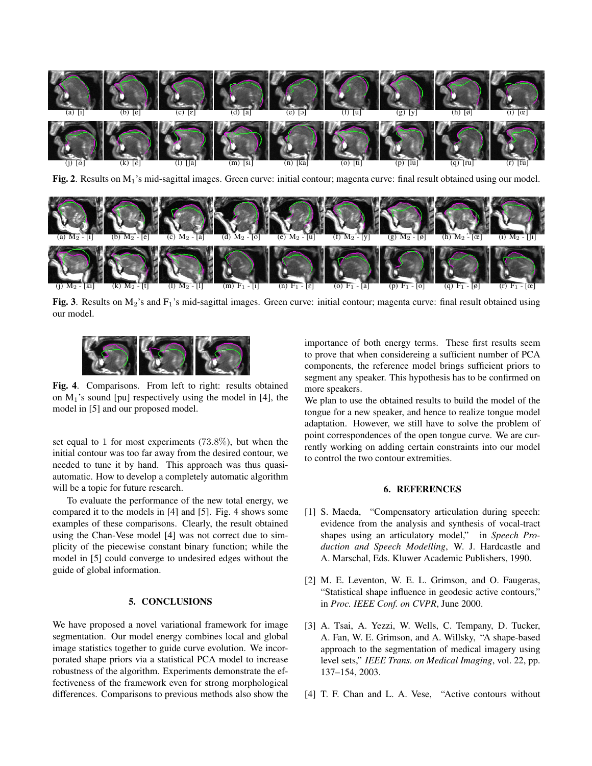(a) [ɪ] (b) [e] (c) [ɛ] (d) [a] (e) [ɔ] (f) [u] (g) [y] (h) [ø] (i) [œ]

(j) [ɑ̃] (k) [ɛ̃] (l) [ʃa] (m) [si] (n) [ka] (o) [ti] (p) [lu] (q) [ru] (r) [fu]

**Fig. 2**. Results on $M_1$'s mid-sagittal images. Green curve: initial contour; magenta curve: final result obtained using our model.

(a) $M_2$ - [ɪ] (b) $M_2$ - [e] (c) $M_2$ - [a] (d) $M_2$ - [o] (e) $M_2$ - [u] (f) $M_2$ - [y] (g) $M_2$ - [ø] (h) $M_2$ - [œ] (i) $M_2$ - [ʃɪ]

(j) $M_2$ - [kɪ] (k) $M_2$ - [t] (l) $M_2$ - [l] (m) $F_1$ - [ɪ] (n) $F_1$ - [ɛ] (o) $F_1$ - [a] (p) $F_1$ - [o] (q) $F_1$ - [ø] (r) $F_1$ - [œ]

**Fig. 3**. Results on $M_2$'s and $F_1$'s mid-sagittal images. Green curve: initial contour; magenta curve: final result obtained using our model.

**Fig. 4**. Comparisons. From left to right: results obtained on $M_1$'s sound [pu] respectively using the model in [4], the model in [5] and our proposed model.

set equal to 1 for most experiments (73.8%), but when the initial contour was too far away from the desired contour, we needed to tune it by hand. This approach was thus quasi-automatic. How to develop a completely automatic algorithm will be a topic for future research.

To evaluate the performance of the new total energy, we compared it to the models in [4] and [5]. Fig. 4 shows some examples of these comparisons. Clearly, the result obtained using the Chan-Vese model [4] was not correct due to simplicity of the piecewise constant binary function; while the model in [5] could converge to undesired edges without the guide of global information.

## 5. CONCLUSIONS

We have proposed a novel variational framework for image segmentation. Our model energy combines local and global image statistics together to guide curve evolution. We incorporated shape priors via a statistical PCA model to increase robustness of the algorithm. Experiments demonstrate the effectiveness of the framework even for strong morphological differences. Comparisons to previous methods also show the importance of both energy terms. These first results seem to prove that when considereing a sufficient number of PCA components, the reference model brings sufficient priors to segment any speaker. This hypothesis has to be confirmed on more speakers.

We plan to use the obtained results to build the model of the tongue for a new speaker, and hence to realize tongue model adaptation. However, we still have to solve the problem of point correspondences of the open tongue curve. We are currently working on adding certain constraints into our model to control the two contour extremities.

## 6. REFERENCES

[1] S. Maeda, "Compensatory articulation during speech: evidence from the analysis and synthesis of vocal-tract shapes using an articulatory model," in *Speech Production and Speech Modelling*, W. J. Hardcastle and A. Marschal, Eds. Kluwer Academic Publishers, 1990.

[2] M. E. Leventon, W. E. L. Grimson, and O. Faugeras, "Statistical shape influence in geodesic active contours," in *Proc. IEEE Conf. on CVPR*, June 2000.

[3] A. Tsai, A. Yezzi, W. Wells, C. Tempany, D. Tucker, A. Fan, W. E. Grimson, and A. Willsky, "A shape-based approach to the segmentation of medical imagery using level sets," *IEEE Trans. on Medical Imaging*, vol. 22, pp. 137–154, 2003.

[4] T. F. Chan and L. A. Vese, "Active contours without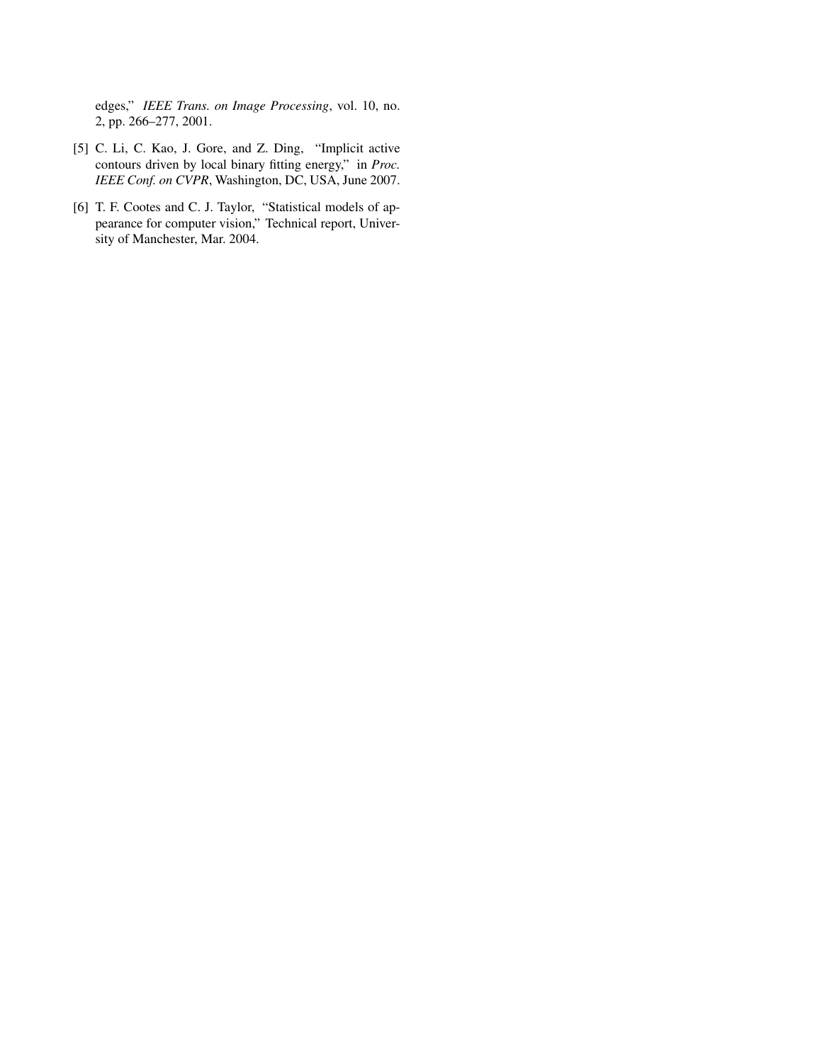edges," *IEEE Trans. on Image Processing*, vol. 10, no. 2, pp. 266–277, 2001.

[5] C. Li, C. Kao, J. Gore, and Z. Ding, "Implicit active contours driven by local binary fitting energy," in *Proc. IEEE Conf. on CVPR*, Washington, DC, USA, June 2007.

[6] T. F. Cootes and C. J. Taylor, "Statistical models of appearance for computer vision," Technical report, University of Manchester, Mar. 2004.